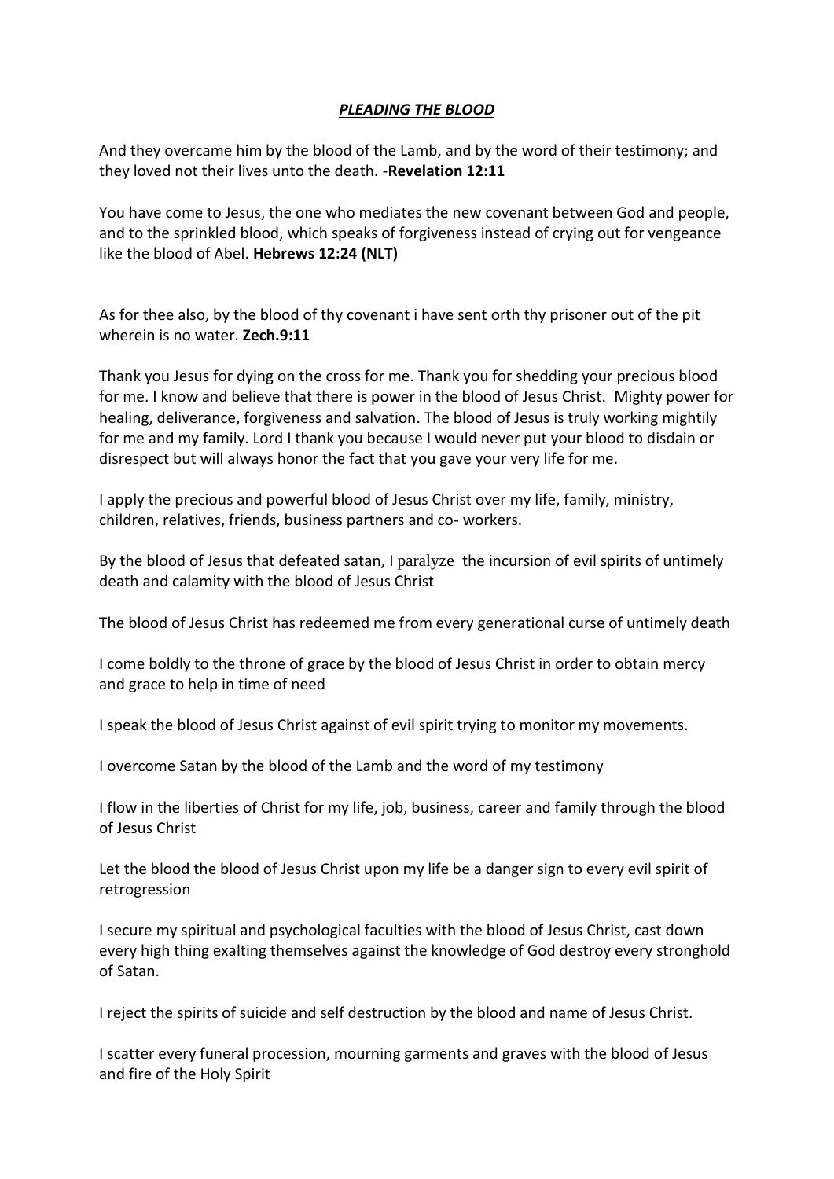# ***PLEADING THE BLOOD***

And they overcame him by the blood of the Lamb, and by the word of their testimony; and they loved not their lives unto the death. -**Revelation 12:11**

You have come to Jesus, the one who mediates the new covenant between God and people, and to the sprinkled blood, which speaks of forgiveness instead of crying out for vengeance like the blood of Abel. **Hebrews 12:24 (NLT)**

As for thee also, by the blood of thy covenant i have sent orth thy prisoner out of the pit wherein is no water. **Zech.9:11**

Thank you Jesus for dying on the cross for me. Thank you for shedding your precious blood for me. I know and believe that there is power in the blood of Jesus Christ. Mighty power for healing, deliverance, forgiveness and salvation. The blood of Jesus is truly working mightily for me and my family. Lord I thank you because I would never put your blood to disdain or disrespect but will always honor the fact that you gave your very life for me.

I apply the precious and powerful blood of Jesus Christ over my life, family, ministry, children, relatives, friends, business partners and co- workers.

By the blood of Jesus that defeated satan, I paralyze the incursion of evil spirits of untimely death and calamity with the blood of Jesus Christ

The blood of Jesus Christ has redeemed me from every generational curse of untimely death

I come boldly to the throne of grace by the blood of Jesus Christ in order to obtain mercy and grace to help in time of need

I speak the blood of Jesus Christ against of evil spirit trying to monitor my movements.

I overcome Satan by the blood of the Lamb and the word of my testimony

I flow in the liberties of Christ for my life, job, business, career and family through the blood of Jesus Christ

Let the blood the blood of Jesus Christ upon my life be a danger sign to every evil spirit of retrogression

I secure my spiritual and psychological faculties with the blood of Jesus Christ, cast down every high thing exalting themselves against the knowledge of God destroy every stronghold of Satan.

I reject the spirits of suicide and self destruction by the blood and name of Jesus Christ.

I scatter every funeral procession, mourning garments and graves with the blood of Jesus and fire of the Holy Spirit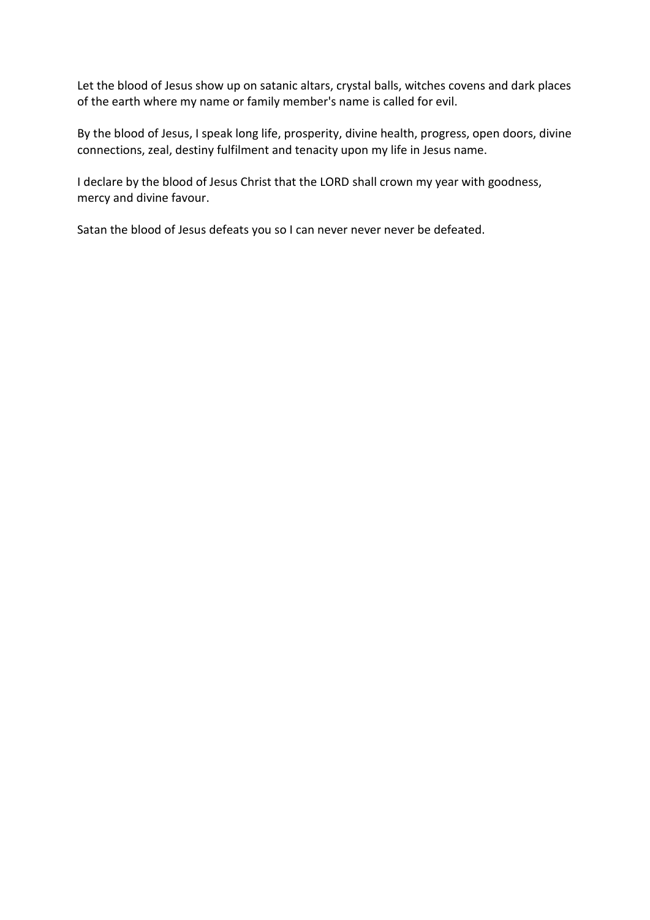Let the blood of Jesus show up on satanic altars, crystal balls, witches covens and dark places of the earth where my name or family member's name is called for evil.

By the blood of Jesus, I speak long life, prosperity, divine health, progress, open doors, divine connections, zeal, destiny fulfilment and tenacity upon my life in Jesus name.

I declare by the blood of Jesus Christ that the LORD shall crown my year with goodness, mercy and divine favour.

Satan the blood of Jesus defeats you so I can never never never be defeated.